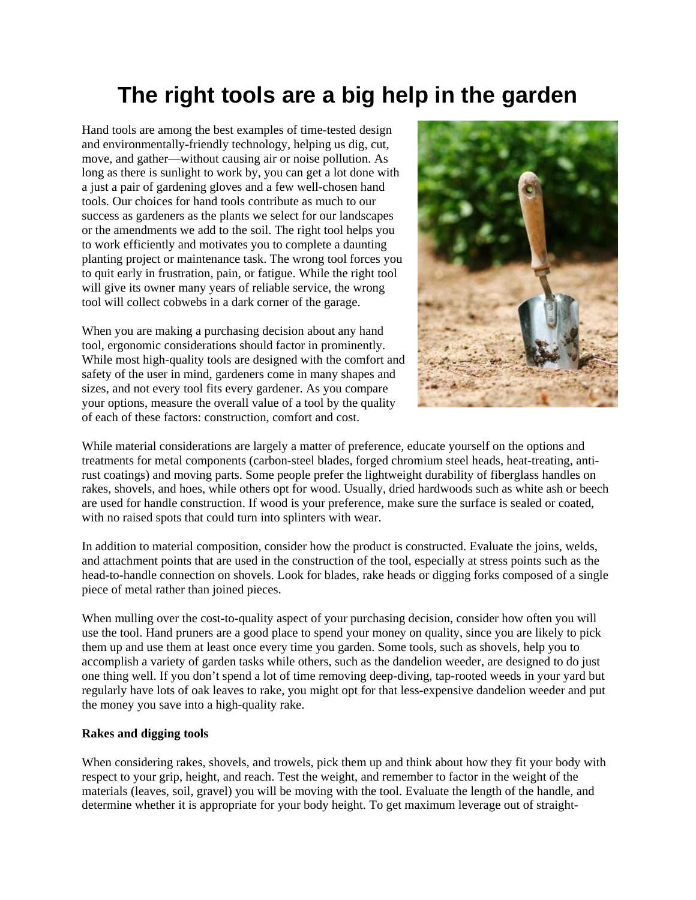# The right tools are a big help in the garden

Hand tools are among the best examples of time-tested design and environmentally-friendly technology, helping us dig, cut, move, and gather—without causing air or noise pollution. As long as there is sunlight to work by, you can get a lot done with a just a pair of gardening gloves and a few well-chosen hand tools. Our choices for hand tools contribute as much to our success as gardeners as the plants we select for our landscapes or the amendments we add to the soil. The right tool helps you to work efficiently and motivates you to complete a daunting planting project or maintenance task. The wrong tool forces you to quit early in frustration, pain, or fatigue. While the right tool will give its owner many years of reliable service, the wrong tool will collect cobwebs in a dark corner of the garage.

When you are making a purchasing decision about any hand tool, ergonomic considerations should factor in prominently. While most high-quality tools are designed with the comfort and safety of the user in mind, gardeners come in many shapes and sizes, and not every tool fits every gardener. As you compare your options, measure the overall value of a tool by the quality of each of these factors: construction, comfort and cost.

While material considerations are largely a matter of preference, educate yourself on the options and treatments for metal components (carbon-steel blades, forged chromium steel heads, heat-treating, anti-rust coatings) and moving parts. Some people prefer the lightweight durability of fiberglass handles on rakes, shovels, and hoes, while others opt for wood. Usually, dried hardwoods such as white ash or beech are used for handle construction. If wood is your preference, make sure the surface is sealed or coated, with no raised spots that could turn into splinters with wear.

In addition to material composition, consider how the product is constructed. Evaluate the joins, welds, and attachment points that are used in the construction of the tool, especially at stress points such as the head-to-handle connection on shovels. Look for blades, rake heads or digging forks composed of a single piece of metal rather than joined pieces.

When mulling over the cost-to-quality aspect of your purchasing decision, consider how often you will use the tool. Hand pruners are a good place to spend your money on quality, since you are likely to pick them up and use them at least once every time you garden. Some tools, such as shovels, help you to accomplish a variety of garden tasks while others, such as the dandelion weeder, are designed to do just one thing well. If you don't spend a lot of time removing deep-diving, tap-rooted weeds in your yard but regularly have lots of oak leaves to rake, you might opt for that less-expensive dandelion weeder and put the money you save into a high-quality rake.

**Rakes and digging tools**

When considering rakes, shovels, and trowels, pick them up and think about how they fit your body with respect to your grip, height, and reach. Test the weight, and remember to factor in the weight of the materials (leaves, soil, gravel) you will be moving with the tool. Evaluate the length of the handle, and determine whether it is appropriate for your body height. To get maximum leverage out of straight-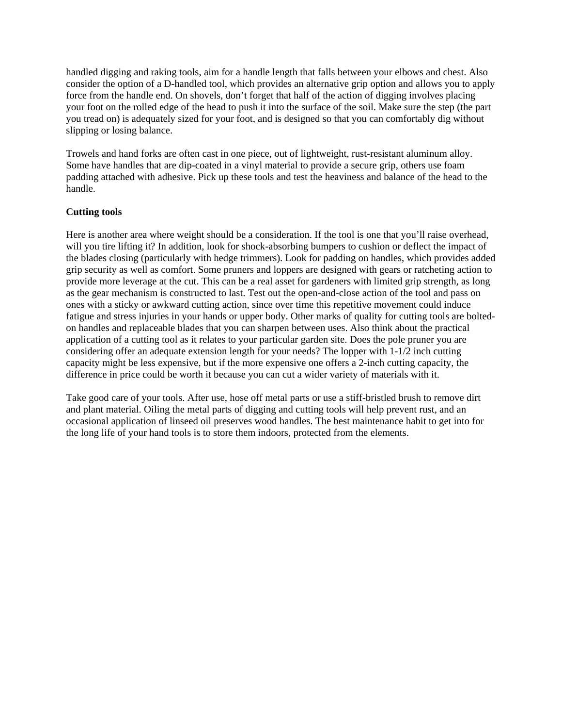handled digging and raking tools, aim for a handle length that falls between your elbows and chest. Also consider the option of a D-handled tool, which provides an alternative grip option and allows you to apply force from the handle end. On shovels, don't forget that half of the action of digging involves placing your foot on the rolled edge of the head to push it into the surface of the soil. Make sure the step (the part you tread on) is adequately sized for your foot, and is designed so that you can comfortably dig without slipping or losing balance.

Trowels and hand forks are often cast in one piece, out of lightweight, rust-resistant aluminum alloy. Some have handles that are dip-coated in a vinyl material to provide a secure grip, others use foam padding attached with adhesive. Pick up these tools and test the heaviness and balance of the head to the handle.

**Cutting tools**

Here is another area where weight should be a consideration. If the tool is one that you'll raise overhead, will you tire lifting it? In addition, look for shock-absorbing bumpers to cushion or deflect the impact of the blades closing (particularly with hedge trimmers). Look for padding on handles, which provides added grip security as well as comfort. Some pruners and loppers are designed with gears or ratcheting action to provide more leverage at the cut. This can be a real asset for gardeners with limited grip strength, as long as the gear mechanism is constructed to last. Test out the open-and-close action of the tool and pass on ones with a sticky or awkward cutting action, since over time this repetitive movement could induce fatigue and stress injuries in your hands or upper body. Other marks of quality for cutting tools are bolted-on handles and replaceable blades that you can sharpen between uses. Also think about the practical application of a cutting tool as it relates to your particular garden site. Does the pole pruner you are considering offer an adequate extension length for your needs? The lopper with 1-1/2 inch cutting capacity might be less expensive, but if the more expensive one offers a 2-inch cutting capacity, the difference in price could be worth it because you can cut a wider variety of materials with it.

Take good care of your tools. After use, hose off metal parts or use a stiff-bristled brush to remove dirt and plant material. Oiling the metal parts of digging and cutting tools will help prevent rust, and an occasional application of linseed oil preserves wood handles. The best maintenance habit to get into for the long life of your hand tools is to store them indoors, protected from the elements.